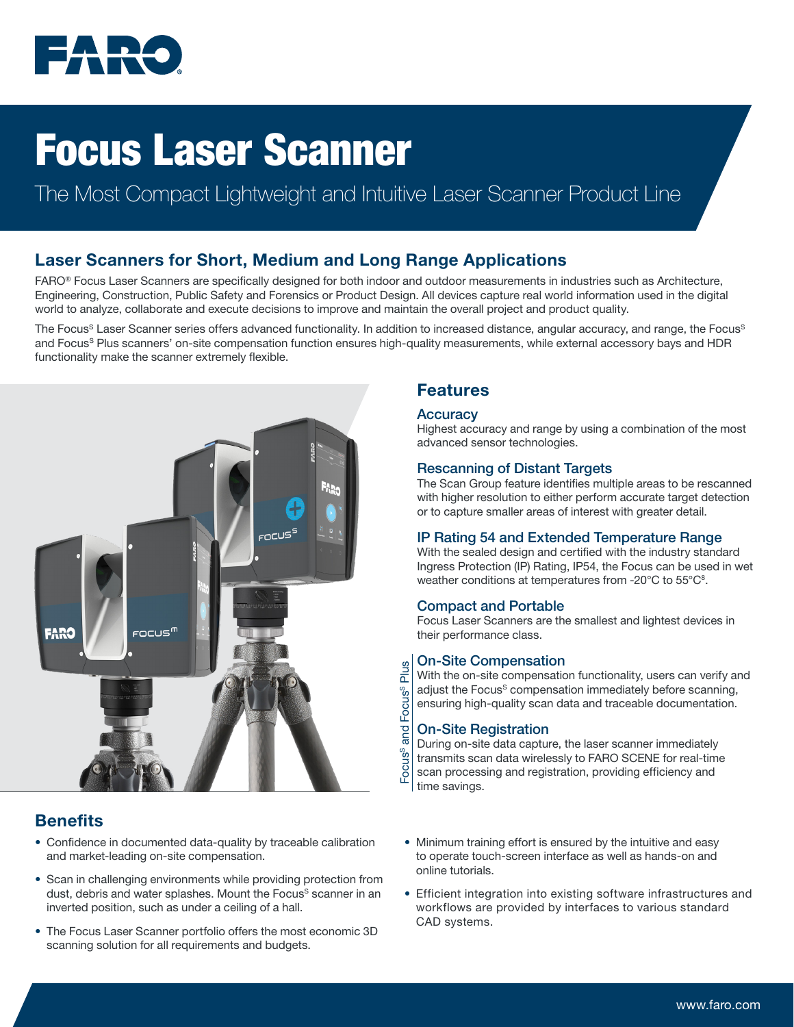# Focus Laser Scanner

The Most Compact Lightweight and Intuitive Laser Scanner Product Line

## Laser Scanners for Short, Medium and Long Range Applications

FARO® Focus Laser Scanners are specifically designed for both indoor and outdoor measurements in industries such as Architecture, Engineering, Construction, Public Safety and Forensics or Product Design. All devices capture real world information used in the digital world to analyze, collaborate and execute decisions to improve and maintain the overall project and product quality.

The Focus$^S$ Laser Scanner series offers advanced functionality. In addition to increased distance, angular accuracy, and range, the Focus$^S$ and Focus$^S$ Plus scanners' on-site compensation function ensures high-quality measurements, while external accessory bays and HDR functionality make the scanner extremely flexible.

## Features

### Accuracy

Highest accuracy and range by using a combination of the most advanced sensor technologies.

### Rescanning of Distant Targets

The Scan Group feature identifies multiple areas to be rescanned with higher resolution to either perform accurate target detection or to capture smaller areas of interest with greater detail.

### IP Rating 54 and Extended Temperature Range

With the sealed design and certified with the industry standard Ingress Protection (IP) Rating, IP54, the Focus can be used in wet weather conditions at temperatures from -20°C to 55°C[8].

### Compact and Portable

Focus Laser Scanners are the smallest and lightest devices in their performance class.

*Focus$^S$ and Focus$^S$ Plus*

### On-Site Compensation

With the on-site compensation functionality, users can verify and adjust the Focus$^S$ compensation immediately before scanning, ensuring high-quality scan data and traceable documentation.

### On-Site Registration

During on-site data capture, the laser scanner immediately transmits scan data wirelessly to FARO SCENE for real-time scan processing and registration, providing efficiency and time savings.

## Benefits

- Confidence in documented data-quality by traceable calibration and market-leading on-site compensation.
- Scan in challenging environments while providing protection from dust, debris and water splashes. Mount the Focus$^S$ scanner in an inverted position, such as under a ceiling of a hall.
- The Focus Laser Scanner portfolio offers the most economic 3D scanning solution for all requirements and budgets.
- Minimum training effort is ensured by the intuitive and easy to operate touch-screen interface as well as hands-on and online tutorials.
- Efficient integration into existing software infrastructures and workflows are provided by interfaces to various standard CAD systems.

www.faro.com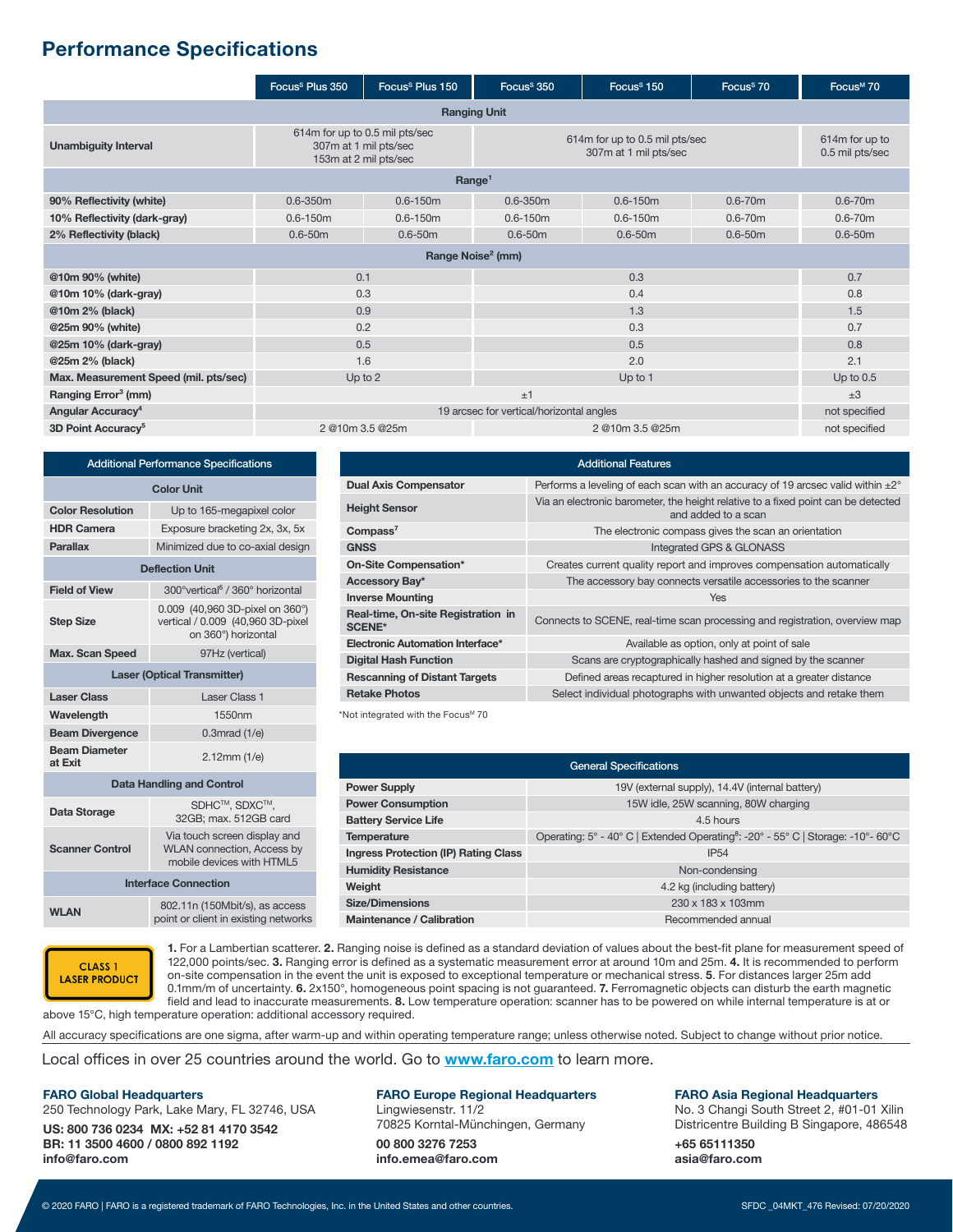## Performance Specifications

| | Focus[S] Plus 350 | Focus[S] Plus 150 | Focus[S] 350 | Focus[S] 150 | Focus[S] 70 | Focus[M] 70 |
|---|---|---|---|---|---|---|
| **Ranging Unit** | | | | | | |
| **Unambiguity Interval** | 614m for up to 0.5 mil pts/sec 307m at 1 mil pts/sec 153m at 2 mil pts/sec | | 614m for up to 0.5 mil pts/sec 307m at 1 mil pts/sec | | | 614m for up to 0.5 mil pts/sec |
| **Range[1]** | | | | | | |
| **90% Reflectivity (white)** | 0.6-350m | 0.6-150m | 0.6-350m | 0.6-150m | 0.6-70m | 0.6-70m |
| **10% Reflectivity (dark-gray)** | 0.6-150m | 0.6-150m | 0.6-150m | 0.6-150m | 0.6-70m | 0.6-70m |
| **2% Reflectivity (black)** | 0.6-50m | 0.6-50m | 0.6-50m | 0.6-50m | 0.6-50m | 0.6-50m |
| **Range Noise[2] (mm)** | | | | | | |
| **@10m 90% (white)** | 0.1 | | 0.3 | | | 0.7 |
| **@10m 10% (dark-gray)** | 0.3 | | 0.4 | | | 0.8 |
| **@10m 2% (black)** | 0.9 | | 1.3 | | | 1.5 |
| **@25m 90% (white)** | 0.2 | | 0.3 | | | 0.7 |
| **@25m 10% (dark-gray)** | 0.5 | | 0.5 | | | 0.8 |
| **@25m 2% (black)** | 1.6 | | 2.0 | | | 2.1 |
| **Max. Measurement Speed (mil. pts/sec)** | Up to 2 | | Up to 1 | | | Up to 0.5 |
| **Ranging Error[3] (mm)** | ±1 | | | | | ±3 |
| **Angular Accuracy[4]** | 19 arcsec for vertical/horizontal angles | | | | | not specified |
| **3D Point Accuracy[5]** | 2 @10m 3.5 @25m | | 2 @10m 3.5 @25m | | | not specified |

| Additional Performance Specifications | |
|---|---|
| **Color Unit** | |
| **Color Resolution** | Up to 165-megapixel color |
| **HDR Camera** | Exposure bracketing 2x, 3x, 5x |
| **Parallax** | Minimized due to co-axial design |
| **Deflection Unit** | |
| **Field of View** | 300°vertical[6] / 360° horizontal |
| **Step Size** | 0.009 (40,960 3D-pixel on 360°) vertical / 0.009 (40,960 3D-pixel on 360°) horizontal |
| **Max. Scan Speed** | 97Hz (vertical) |
| **Laser (Optical Transmitter)** | |
| **Laser Class** | Laser Class 1 |
| **Wavelength** | 1550nm |
| **Beam Divergence** | 0.3mrad (1/e) |
| **Beam Diameter at Exit** | 2.12mm (1/e) |
| **Data Handling and Control** | |
| **Data Storage** | SDHC™, SDXC™, 32GB; max. 512GB card |
| **Scanner Control** | Via touch screen display and WLAN connection, Access by mobile devices with HTML5 |
| **Interface Connection** | |
| **WLAN** | 802.11n (150Mbit/s), as access point or client in existing networks |

| Additional Features | |
|---|---|
| **Dual Axis Compensator** | Performs a leveling of each scan with an accuracy of 19 arcsec valid within ±2° |
| **Height Sensor** | Via an electronic barometer, the height relative to a fixed point can be detected and added to a scan |
| **Compass[7]** | The electronic compass gives the scan an orientation |
| **GNSS** | Integrated GPS & GLONASS |
| **On-Site Compensation*** | Creates current quality report and improves compensation automatically |
| **Accessory Bay*** | The accessory bay connects versatile accessories to the scanner |
| **Inverse Mounting** | Yes |
| **Real-time, On-site Registration in SCENE*** | Connects to SCENE, real-time scan processing and registration, overview map |
| **Electronic Automation Interface*** | Available as option, only at point of sale |
| **Digital Hash Function** | Scans are cryptographically hashed and signed by the scanner |
| **Rescanning of Distant Targets** | Defined areas recaptured in higher resolution at a greater distance |
| **Retake Photos** | Select individual photographs with unwanted objects and retake them |

*Not integrated with the Focus[M] 70

| General Specifications | |
|---|---|
| **Power Supply** | 19V (external supply), 14.4V (internal battery) |
| **Power Consumption** | 15W idle, 25W scanning, 80W charging |
| **Battery Service Life** | 4.5 hours |
| **Temperature** | Operating: 5° - 40° C \| Extended Operating[8]: -20° - 55° C \| Storage: -10°- 60°C |
| **Ingress Protection (IP) Rating Class** | IP54 |
| **Humidity Resistance** | Non-condensing |
| **Weight** | 4.2 kg (including battery) |
| **Size/Dimensions** | 230 x 183 x 103mm |
| **Maintenance / Calibration** | Recommended annual |

CLASS 1 LASER PRODUCT

**1.** For a Lambertian scatterer. **2.** Ranging noise is defined as a standard deviation of values about the best-fit plane for measurement speed of 122,000 points/sec. **3.** Ranging error is defined as a systematic measurement error at around 10m and 25m. **4.** It is recommended to perform on-site compensation in the event the unit is exposed to exceptional temperature or mechanical stress. **5.** For distances larger 25m add 0.1mm/m of uncertainty. **6.** 2x150°, homogeneous point spacing is not guaranteed. **7.** Ferromagnetic objects can disturb the earth magnetic field and lead to inaccurate measurements. **8.** Low temperature operation: scanner has to be powered on while internal temperature is at or above 15°C, high temperature operation: additional accessory required.

All accuracy specifications are one sigma, after warm-up and within operating temperature range; unless otherwise noted. Subject to change without prior notice.

Local offices in over 25 countries around the world. Go to **www.faro.com** to learn more.

**FARO Global Headquarters**
250 Technology Park, Lake Mary, FL 32746, USA
**US: 800 736 0234 MX: +52 81 4170 3542**
**BR: 11 3500 4600 / 0800 892 1192**
**info@faro.com**

**FARO Europe Regional Headquarters**
Lingwiesenstr. 11/2
70825 Korntal-Münchingen, Germany
**00 800 3276 7253**
**info.emea@faro.com**

**FARO Asia Regional Headquarters**
No. 3 Changi South Street 2, #01-01 Xilin Districentre Building B Singapore, 486548
**+65 65111350**
**asia@faro.com**

© 2020 FARO | FARO is a registered trademark of FARO Technologies, Inc. in the United States and other countries.

SFDC _04MKT_476 Revised: 07/20/2020